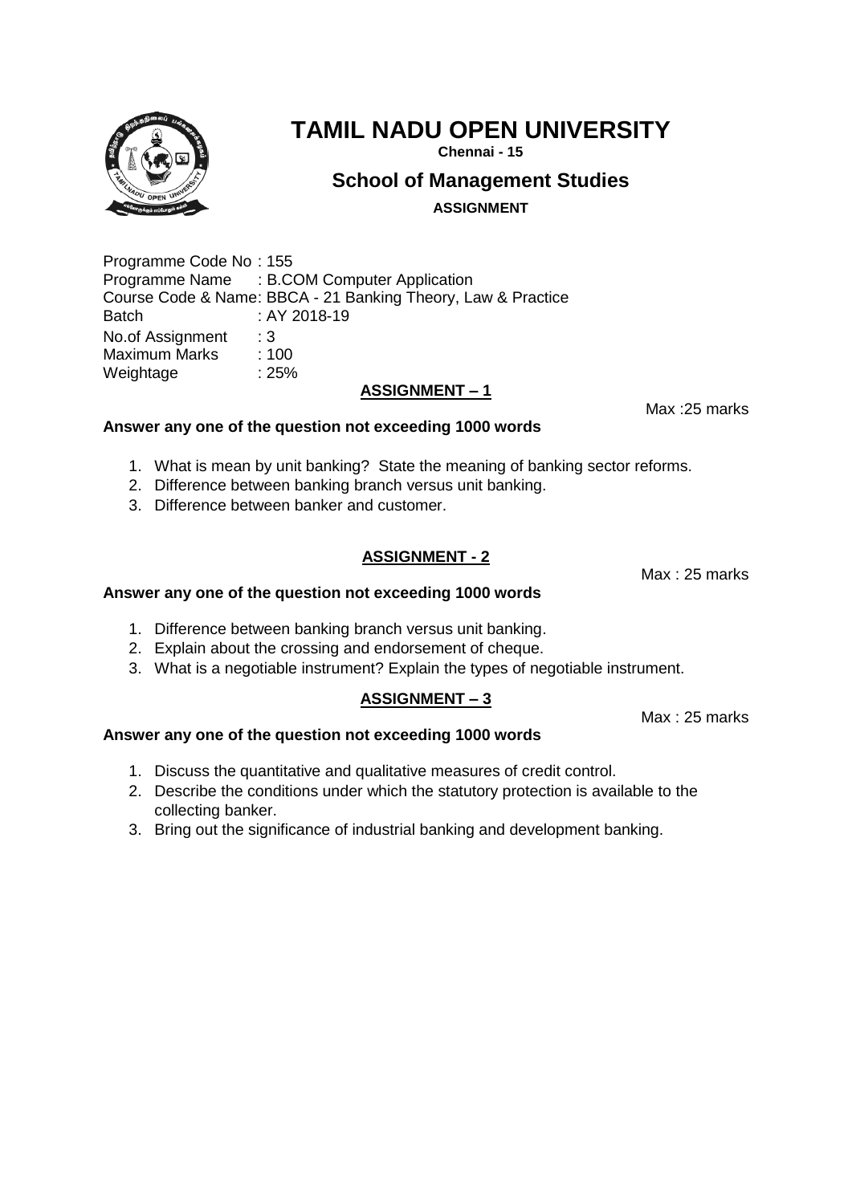# TAMIL NADU OPEN UNIVERSITY

**Chennai - 15**

## School of Management Studies

**ASSIGNMENT**

Programme Code No : 155
Programme Name : B.COM Computer Application
Course Code & Name: BBCA - 21 Banking Theory, Law & Practice
Batch : AY 2018-19
No.of Assignment : 3
Maximum Marks : 100
Weightage : 25%

### ASSIGNMENT – 1

Max :25 marks

**Answer any one of the question not exceeding 1000 words**

1. What is mean by unit banking? State the meaning of banking sector reforms.
2. Difference between banking branch versus unit banking.
3. Difference between banker and customer.

### ASSIGNMENT - 2

Max : 25 marks

**Answer any one of the question not exceeding 1000 words**

1. Difference between banking branch versus unit banking.
2. Explain about the crossing and endorsement of cheque.
3. What is a negotiable instrument? Explain the types of negotiable instrument.

### ASSIGNMENT – 3

Max : 25 marks

**Answer any one of the question not exceeding 1000 words**

1. Discuss the quantitative and qualitative measures of credit control.
2. Describe the conditions under which the statutory protection is available to the collecting banker.
3. Bring out the significance of industrial banking and development banking.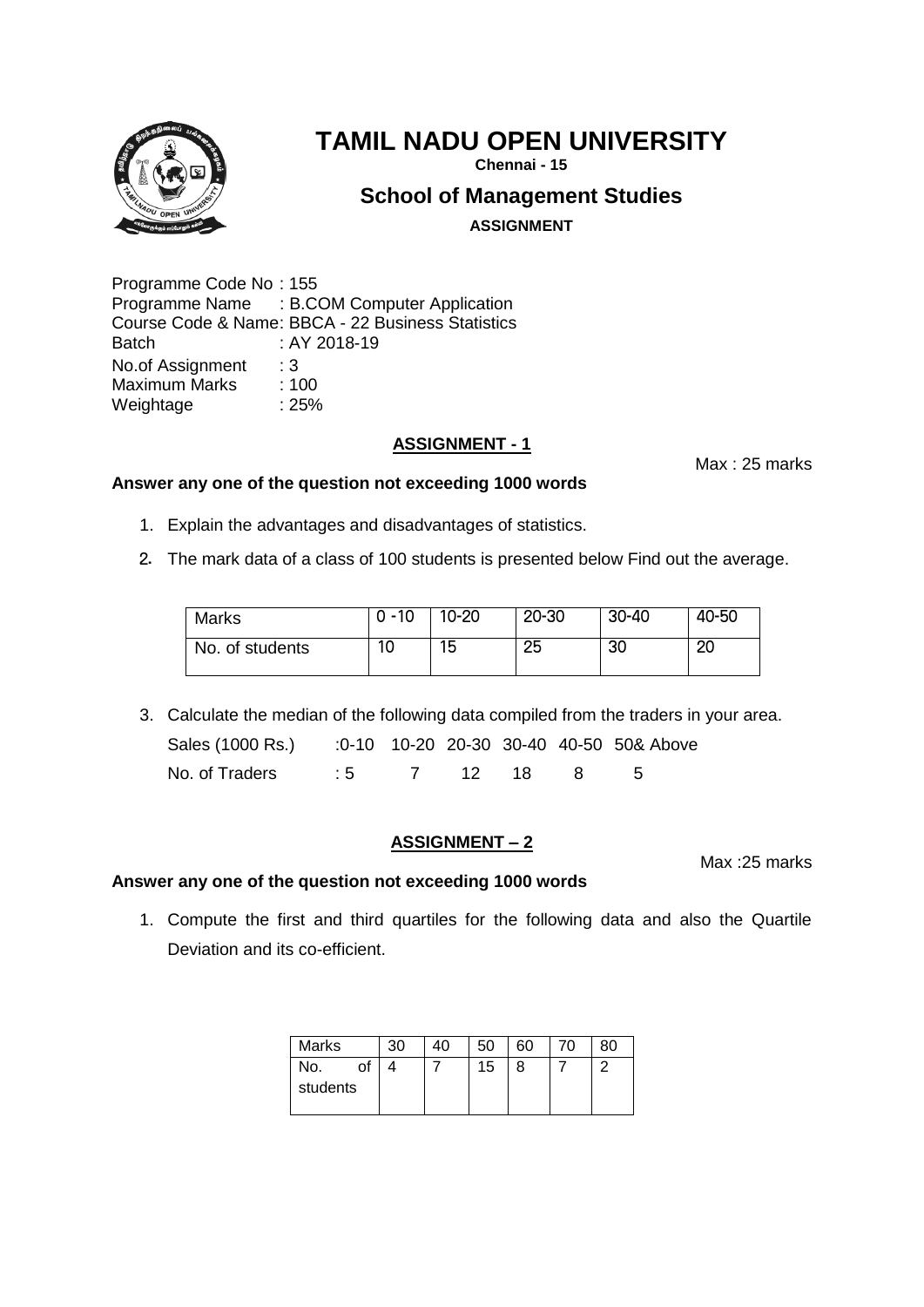# TAMIL NADU OPEN UNIVERSITY

**Chennai - 15**

## School of Management Studies

**ASSIGNMENT**

Programme Code No : 155
Programme Name : B.COM Computer Application
Course Code & Name: BBCA - 22 Business Statistics
Batch : AY 2018-19
No.of Assignment : 3
Maximum Marks : 100
Weightage : 25%

### ASSIGNMENT - 1

Max : 25 marks

**Answer any one of the question not exceeding 1000 words**

1. Explain the advantages and disadvantages of statistics.
2. The mark data of a class of 100 students is presented below Find out the average.

| Marks | 0 -10 | 10-20 | 20-30 | 30-40 | 40-50 |
|---|---|---|---|---|---|
| No. of students | 10 | 15 | 25 | 30 | 20 |

3. Calculate the median of the following data compiled from the traders in your area.

| Sales (1000 Rs.) | 0-10 | 10-20 | 20-30 | 30-40 | 40-50 | 50& Above |
|---|---|---|---|---|---|---|
| No. of Traders | 5 | 7 | 12 | 18 | 8 | 5 |

### ASSIGNMENT – 2

Max :25 marks

**Answer any one of the question not exceeding 1000 words**

1. Compute the first and third quartiles for the following data and also the Quartile Deviation and its co-efficient.

| Marks | 30 | 40 | 50 | 60 | 70 | 80 |
|---|---|---|---|---|---|---|
| No. of students | 4 | 7 | 15 | 8 | 7 | 2 |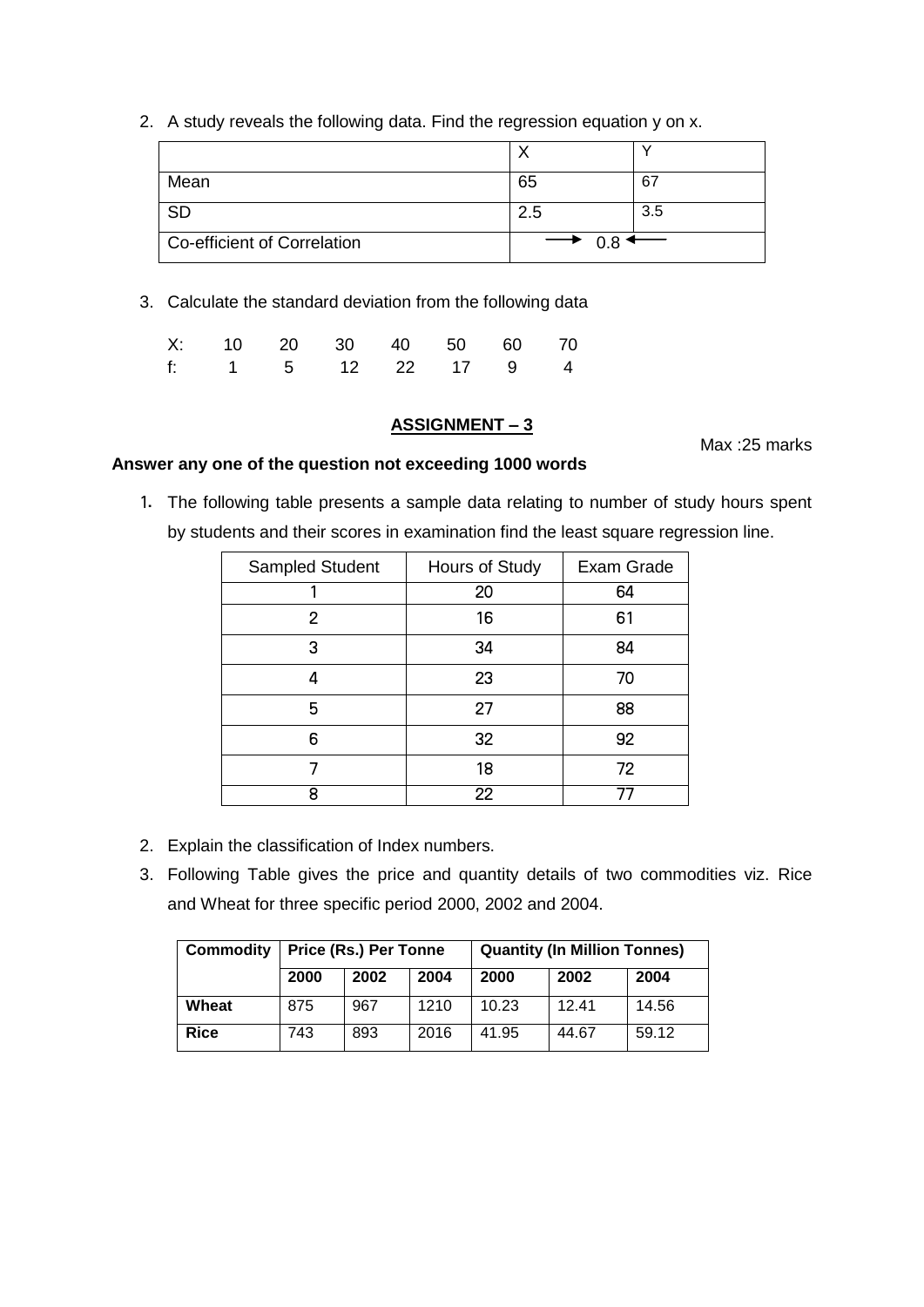2. A study reveals the following data. Find the regression equation y on x.

| | X | Y |
|---|---|---|
| Mean | 65 | 67 |
| SD | 2.5 | 3.5 |
| Co-efficient of Correlation | → 0.8 ← | |

3. Calculate the standard deviation from the following data

| X: | 10 | 20 | 30 | 40 | 50 | 60 | 70 |
|---|---|---|---|---|---|---|---|
| f: | 1 | 5 | 12 | 22 | 17 | 9 | 4 |

## ASSIGNMENT – 3

Max :25 marks

**Answer any one of the question not exceeding 1000 words**

1. The following table presents a sample data relating to number of study hours spent by students and their scores in examination find the least square regression line.

| Sampled Student | Hours of Study | Exam Grade |
|---|---|---|
| 1 | 20 | 64 |
| 2 | 16 | 61 |
| 3 | 34 | 84 |
| 4 | 23 | 70 |
| 5 | 27 | 88 |
| 6 | 32 | 92 |
| 7 | 18 | 72 |
| 8 | 22 | 77 |

2. Explain the classification of Index numbers.

3. Following Table gives the price and quantity details of two commodities viz. Rice and Wheat for three specific period 2000, 2002 and 2004.

| **Commodity** | **Price (Rs.) Per Tonne** | | | **Quantity (In Million Tonnes)** | | |
|---|---|---|---|---|---|---|
| | **2000** | **2002** | **2004** | **2000** | **2002** | **2004** |
| **Wheat** | 875 | 967 | 1210 | 10.23 | 12.41 | 14.56 |
| **Rice** | 743 | 893 | 2016 | 41.95 | 44.67 | 59.12 |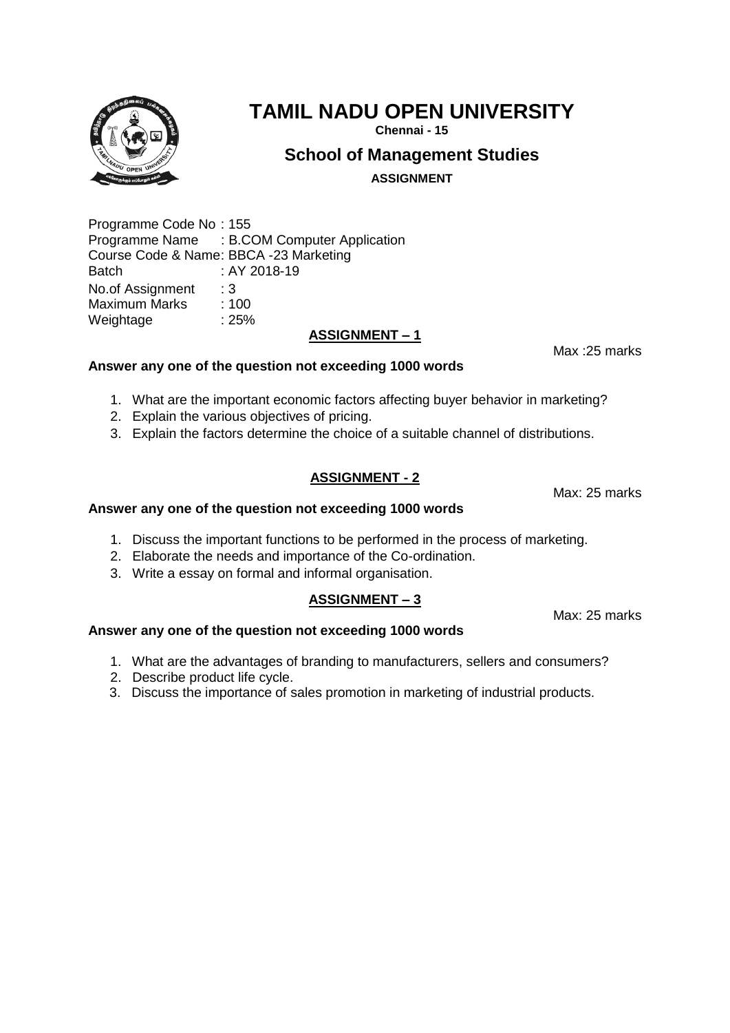# TAMIL NADU OPEN UNIVERSITY

**Chennai - 15**

## School of Management Studies

**ASSIGNMENT**

Programme Code No : 155
Programme Name : B.COM Computer Application
Course Code & Name: BBCA -23 Marketing
Batch : AY 2018-19
No.of Assignment : 3
Maximum Marks : 100
Weightage : 25%

### ASSIGNMENT – 1

Max :25 marks

**Answer any one of the question not exceeding 1000 words**

1. What are the important economic factors affecting buyer behavior in marketing?
2. Explain the various objectives of pricing.
3. Explain the factors determine the choice of a suitable channel of distributions.

### ASSIGNMENT - 2

Max: 25 marks

**Answer any one of the question not exceeding 1000 words**

1. Discuss the important functions to be performed in the process of marketing.
2. Elaborate the needs and importance of the Co-ordination.
3. Write a essay on formal and informal organisation.

### ASSIGNMENT – 3

Max: 25 marks

**Answer any one of the question not exceeding 1000 words**

1. What are the advantages of branding to manufacturers, sellers and consumers?
2. Describe product life cycle.
3. Discuss the importance of sales promotion in marketing of industrial products.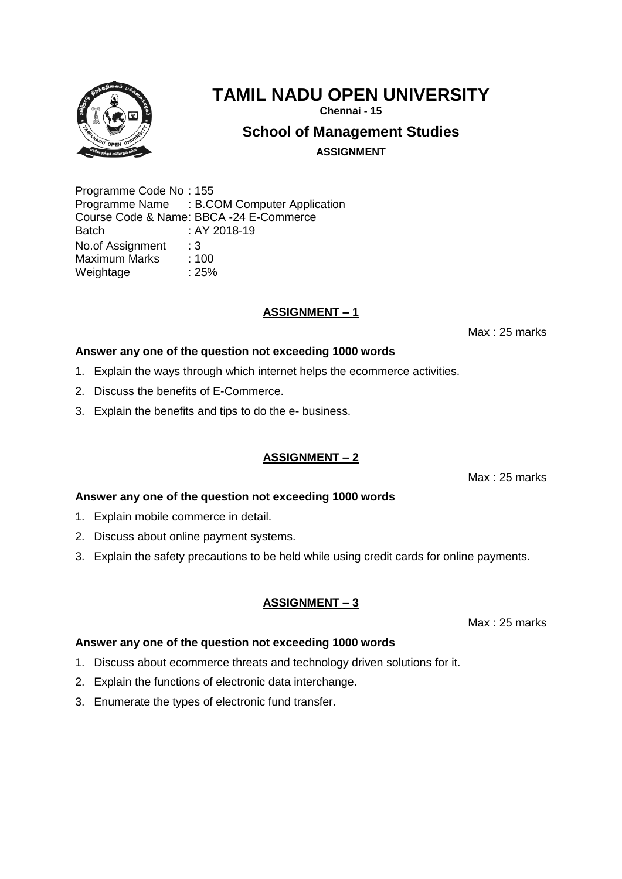# TAMIL NADU OPEN UNIVERSITY

**Chennai - 15**

## School of Management Studies

**ASSIGNMENT**

Programme Code No : 155
Programme Name : B.COM Computer Application
Course Code & Name: BBCA -24 E-Commerce
Batch : AY 2018-19
No.of Assignment : 3
Maximum Marks : 100
Weightage : 25%

### ASSIGNMENT – 1

Max : 25 marks

**Answer any one of the question not exceeding 1000 words**

1. Explain the ways through which internet helps the ecommerce activities.
2. Discuss the benefits of E-Commerce.
3. Explain the benefits and tips to do the e- business.

### ASSIGNMENT – 2

Max : 25 marks

**Answer any one of the question not exceeding 1000 words**

1. Explain mobile commerce in detail.
2. Discuss about online payment systems.
3. Explain the safety precautions to be held while using credit cards for online payments.

### ASSIGNMENT – 3

Max : 25 marks

**Answer any one of the question not exceeding 1000 words**

1. Discuss about ecommerce threats and technology driven solutions for it.
2. Explain the functions of electronic data interchange.
3. Enumerate the types of electronic fund transfer.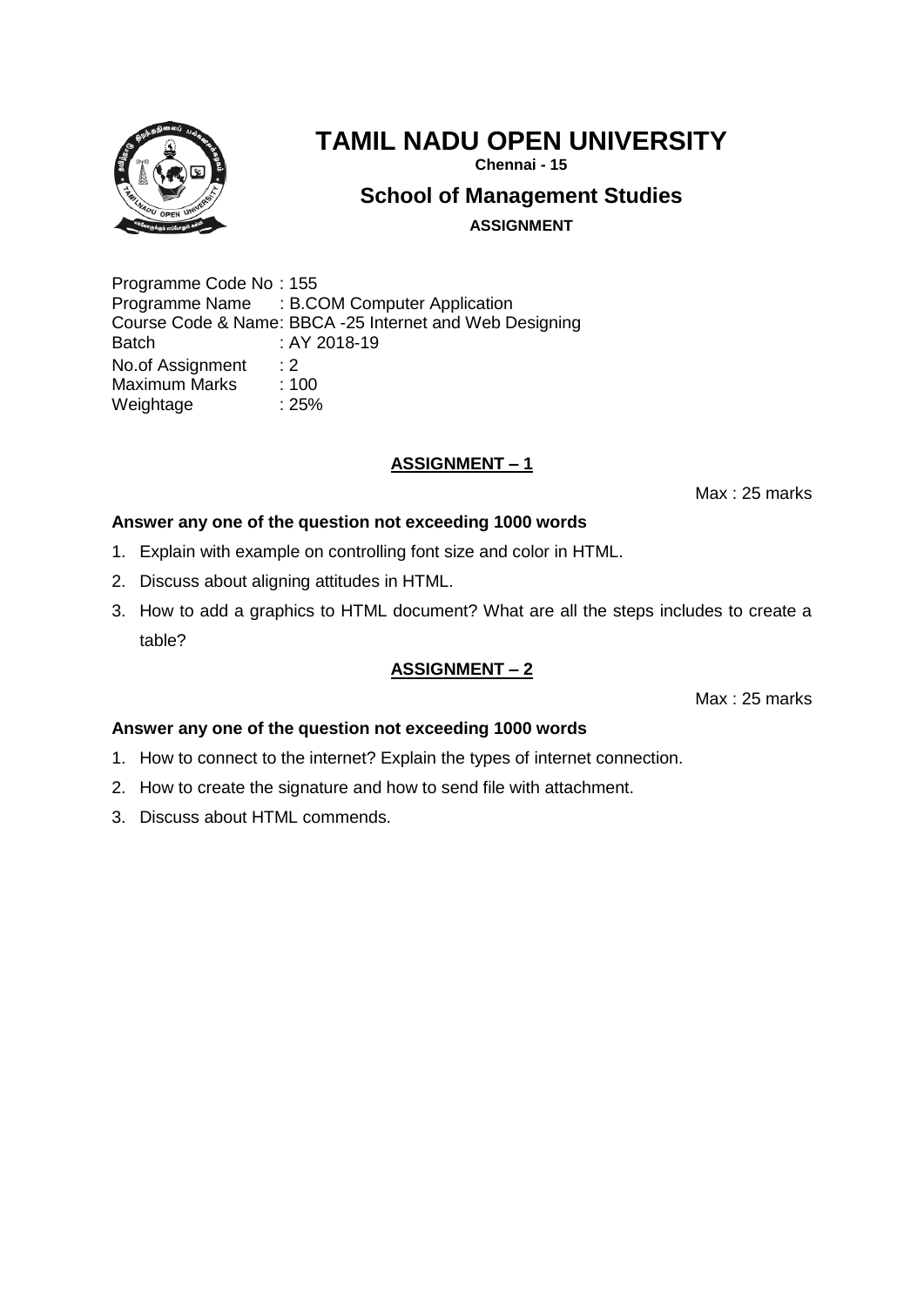# TAMIL NADU OPEN UNIVERSITY

**Chennai - 15**

## School of Management Studies

**ASSIGNMENT**

Programme Code No : 155
Programme Name : B.COM Computer Application
Course Code & Name: BBCA -25 Internet and Web Designing
Batch : AY 2018-19
No.of Assignment : 2
Maximum Marks : 100
Weightage : 25%

### ASSIGNMENT – 1

Max : 25 marks

**Answer any one of the question not exceeding 1000 words**

1. Explain with example on controlling font size and color in HTML.
2. Discuss about aligning attitudes in HTML.
3. How to add a graphics to HTML document? What are all the steps includes to create a table?

### ASSIGNMENT – 2

Max : 25 marks

**Answer any one of the question not exceeding 1000 words**

1. How to connect to the internet? Explain the types of internet connection.
2. How to create the signature and how to send file with attachment.
3. Discuss about HTML commends.